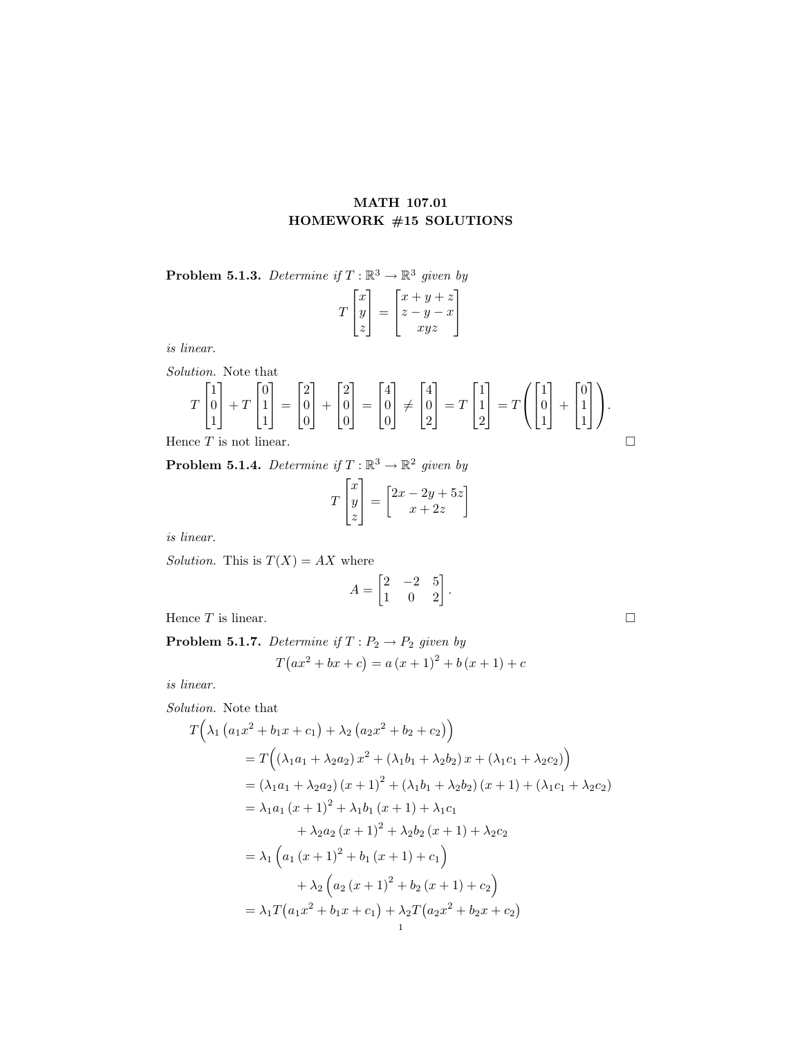# MATH 107.01
## HOMEWORK #15 SOLUTIONS

**Problem 5.1.3.** *Determine if* $T : \mathbb{R}^3 \to \mathbb{R}^3$ *given by*

$$T \begin{bmatrix} x \\ y \\ z \end{bmatrix} = \begin{bmatrix} x+y+z \\ z-y-x \\ xyz \end{bmatrix}$$

*is linear.*

*Solution.* Note that

$$T \begin{bmatrix} 1 \\ 0 \\ 1 \end{bmatrix} + T \begin{bmatrix} 0 \\ 1 \\ 1 \end{bmatrix} = \begin{bmatrix} 2 \\ 0 \\ 0 \end{bmatrix} + \begin{bmatrix} 2 \\ 0 \\ 0 \end{bmatrix} = \begin{bmatrix} 4 \\ 0 \\ 0 \end{bmatrix} \neq \begin{bmatrix} 4 \\ 0 \\ 2 \end{bmatrix} = T \begin{bmatrix} 1 \\ 1 \\ 2 \end{bmatrix} = T \left( \begin{bmatrix} 1 \\ 0 \\ 1 \end{bmatrix} + \begin{bmatrix} 0 \\ 1 \\ 1 \end{bmatrix} \right).$$

Hence $T$ is not linear. □

**Problem 5.1.4.** *Determine if* $T : \mathbb{R}^3 \to \mathbb{R}^2$ *given by*

$$T \begin{bmatrix} x \\ y \\ z \end{bmatrix} = \begin{bmatrix} 2x-2y+5z \\ x+2z \end{bmatrix}$$

*is linear.*

*Solution.* This is $T(X) = AX$ where

$$A = \begin{bmatrix} 2 & -2 & 5 \\ 1 & 0 & 2 \end{bmatrix}.$$

Hence $T$ is linear. □

**Problem 5.1.7.** *Determine if* $T : P_2 \to P_2$ *given by*

$$T\big(ax^2 + bx + c\big) = a\,(x+1)^2 + b\,(x+1) + c$$

*is linear.*

*Solution.* Note that

$$\begin{aligned}
T\Big(&\lambda_1 \left(a_1 x^2 + b_1 x + c_1\right) + \lambda_2 \left(a_2 x^2 + b_2 + c_2\right)\Big) \\
&= T\Big(\left(\lambda_1 a_1 + \lambda_2 a_2\right) x^2 + \left(\lambda_1 b_1 + \lambda_2 b_2\right) x + \left(\lambda_1 c_1 + \lambda_2 c_2\right)\Big) \\
&= \left(\lambda_1 a_1 + \lambda_2 a_2\right) (x+1)^2 + \left(\lambda_1 b_1 + \lambda_2 b_2\right) (x+1) + \left(\lambda_1 c_1 + \lambda_2 c_2\right) \\
&= \lambda_1 a_1 (x+1)^2 + \lambda_1 b_1 (x+1) + \lambda_1 c_1 \\
&\qquad + \lambda_2 a_2 (x+1)^2 + \lambda_2 b_2 (x+1) + \lambda_2 c_2 \\
&= \lambda_1 \Big(a_1 (x+1)^2 + b_1 (x+1) + c_1\Big) \\
&\qquad + \lambda_2 \Big(a_2 (x+1)^2 + b_2 (x+1) + c_2\Big) \\
&= \lambda_1 T\big(a_1 x^2 + b_1 x + c_1\big) + \lambda_2 T\big(a_2 x^2 + b_2 x + c_2\big)
\end{aligned}$$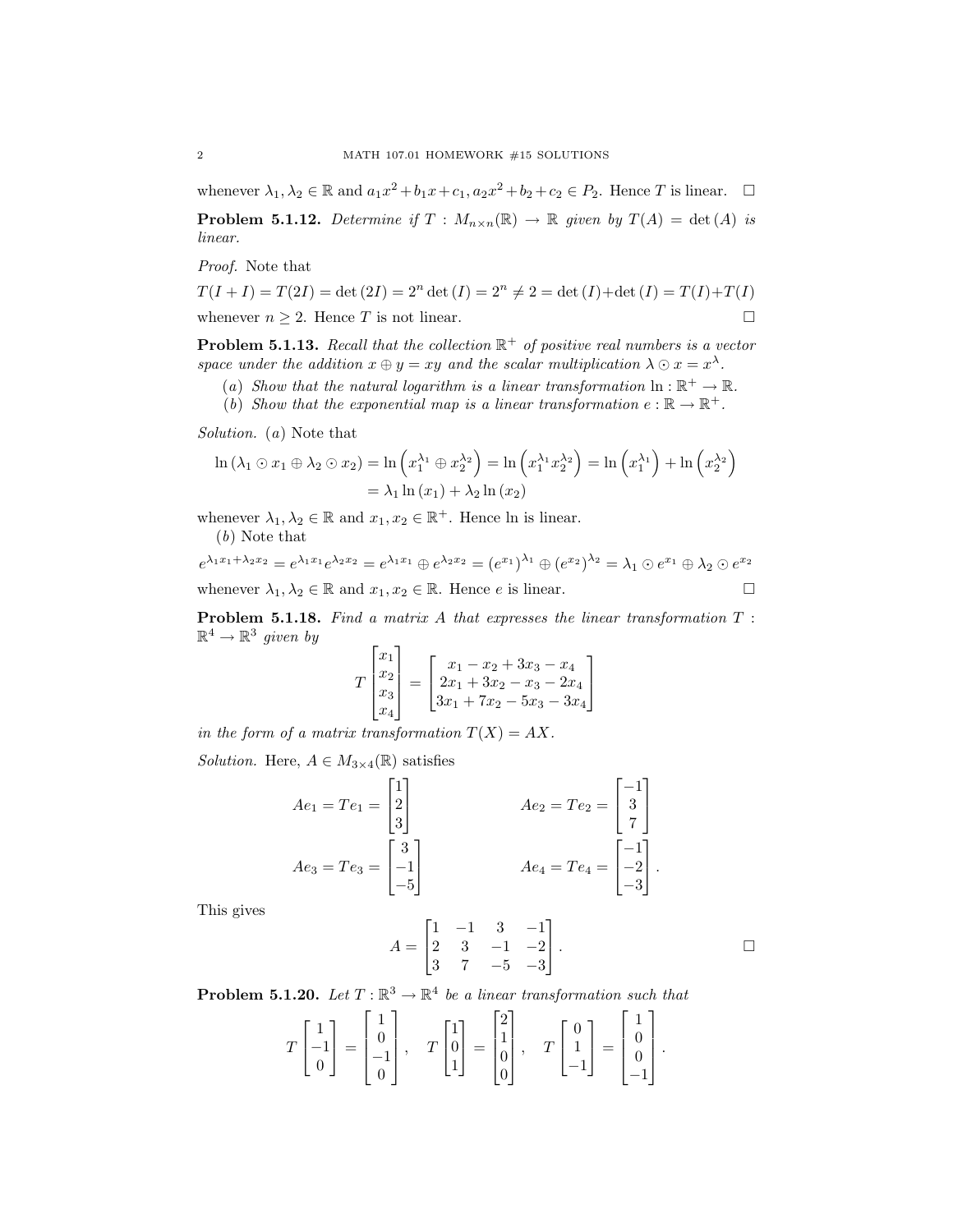whenever $\lambda_1, \lambda_2 \in \mathbb{R}$ and $a_1x^2 + b_1x + c_1, a_2x^2 + b_2 + c_2 \in P_2$. Hence $T$ is linear. $\square$

**Problem 5.1.12.** *Determine if $T : M_{n\times n}(\mathbb{R}) \to \mathbb{R}$ given by $T(A) = \det(A)$ is linear.*

*Proof.* Note that

$$T(I + I) = T(2I) = \det(2I) = 2^n \det(I) = 2^n \neq 2 = \det(I) + \det(I) = T(I) + T(I)$$

whenever $n \geq 2$. Hence $T$ is not linear. $\square$

**Problem 5.1.13.** *Recall that the collection $\mathbb{R}^+$ of positive real numbers is a vector space under the addition $x \oplus y = xy$ and the scalar multiplication $\lambda \odot x = x^\lambda$.*

(*a*) *Show that the natural logarithm is a linear transformation $\ln : \mathbb{R}^+ \to \mathbb{R}$.*

(*b*) *Show that the exponential map is a linear transformation $e : \mathbb{R} \to \mathbb{R}^+$.*

*Solution.* (*a*) Note that

$$\begin{aligned}\ln(\lambda_1 \odot x_1 \oplus \lambda_2 \odot x_2) &= \ln\left(x_1^{\lambda_1} \oplus x_2^{\lambda_2}\right) = \ln\left(x_1^{\lambda_1} x_2^{\lambda_2}\right) = \ln\left(x_1^{\lambda_1}\right) + \ln\left(x_2^{\lambda_2}\right) \\ &= \lambda_1 \ln(x_1) + \lambda_2 \ln(x_2)\end{aligned}$$

whenever $\lambda_1, \lambda_2 \in \mathbb{R}$ and $x_1, x_2 \in \mathbb{R}^+$. Hence ln is linear.

(*b*) Note that

$$e^{\lambda_1 x_1 + \lambda_2 x_2} = e^{\lambda_1 x_1} e^{\lambda_2 x_2} = e^{\lambda_1 x_1} \oplus e^{\lambda_2 x_2} = (e^{x_1})^{\lambda_1} \oplus (e^{x_2})^{\lambda_2} = \lambda_1 \odot e^{x_1} \oplus \lambda_2 \odot e^{x_2}$$

whenever $\lambda_1, \lambda_2 \in \mathbb{R}$ and $x_1, x_2 \in \mathbb{R}$. Hence $e$ is linear. $\square$

**Problem 5.1.18.** *Find a matrix $A$ that expresses the linear transformation $T : \mathbb{R}^4 \to \mathbb{R}^3$ given by*

$$T\begin{bmatrix} x_1 \\ x_2 \\ x_3 \\ x_4 \end{bmatrix} = \begin{bmatrix} x_1 - x_2 + 3x_3 - x_4 \\ 2x_1 + 3x_2 - x_3 - 2x_4 \\ 3x_1 + 7x_2 - 5x_3 - 3x_4 \end{bmatrix}$$

*in the form of a matrix transformation $T(X) = AX$.*

*Solution.* Here, $A \in M_{3\times 4}(\mathbb{R})$ satisfies

$$Ae_1 = Te_1 = \begin{bmatrix} 1 \\ 2 \\ 3 \end{bmatrix} \qquad Ae_2 = Te_2 = \begin{bmatrix} -1 \\ 3 \\ 7 \end{bmatrix}$$

$$Ae_3 = Te_3 = \begin{bmatrix} 3 \\ -1 \\ -5 \end{bmatrix} \qquad Ae_4 = Te_4 = \begin{bmatrix} -1 \\ -2 \\ -3 \end{bmatrix}.$$

This gives

$$A = \begin{bmatrix} 1 & -1 & 3 & -1 \\ 2 & 3 & -1 & -2 \\ 3 & 7 & -5 & -3 \end{bmatrix}.$$

$\square$

**Problem 5.1.20.** *Let $T : \mathbb{R}^3 \to \mathbb{R}^4$ be a linear transformation such that*

$$T\begin{bmatrix} 1 \\ -1 \\ 0 \end{bmatrix} = \begin{bmatrix} 1 \\ 0 \\ -1 \\ 0 \end{bmatrix}, \quad T\begin{bmatrix} 1 \\ 0 \\ 1 \end{bmatrix} = \begin{bmatrix} 2 \\ 1 \\ 0 \\ 0 \end{bmatrix}, \quad T\begin{bmatrix} 0 \\ 1 \\ -1 \end{bmatrix} = \begin{bmatrix} 1 \\ 0 \\ 0 \\ -1 \end{bmatrix}.$$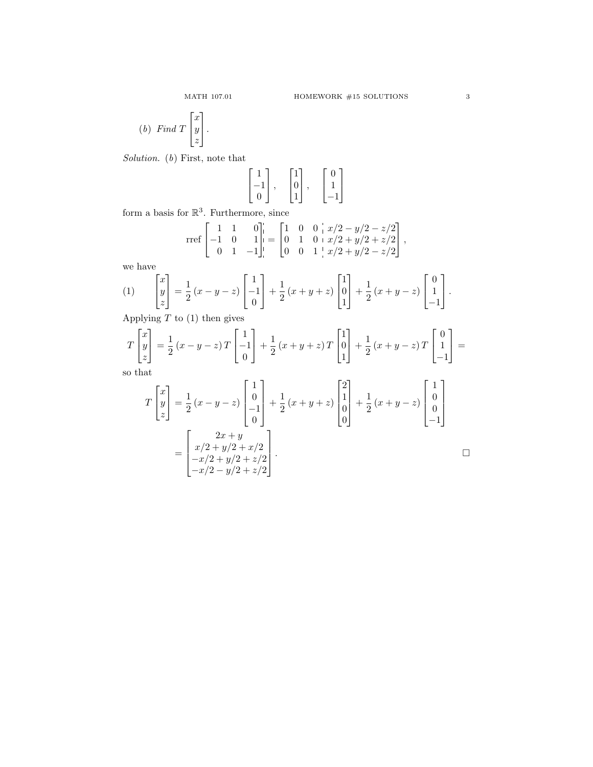(*b*) *Find* $T\begin{bmatrix} x \\ y \\ z \end{bmatrix}$.

*Solution.* (*b*) First, note that

$$\begin{bmatrix} 1 \\ -1 \\ 0 \end{bmatrix}, \quad \begin{bmatrix} 1 \\ 0 \\ 1 \end{bmatrix}, \quad \begin{bmatrix} 0 \\ 1 \\ -1 \end{bmatrix}$$

form a basis for $\mathbb{R}^3$. Furthermore, since

$$\operatorname{rref}\left[\begin{array}{ccc|} 1 & 1 & 0 \\ -1 & 0 & 1 \\ 0 & 1 & -1 \end{array}\right] = \left[\begin{array}{ccc|c} 1 & 0 & 0 & x/2 - y/2 - z/2 \\ 0 & 1 & 0 & x/2 + y/2 + z/2 \\ 0 & 0 & 1 & x/2 + y/2 - z/2 \end{array}\right],$$

we have

$$\begin{bmatrix} x \\ y \\ z \end{bmatrix} = \frac{1}{2}(x - y - z)\begin{bmatrix} 1 \\ -1 \\ 0 \end{bmatrix} + \frac{1}{2}(x + y + z)\begin{bmatrix} 1 \\ 0 \\ 1 \end{bmatrix} + \frac{1}{2}(x + y - z)\begin{bmatrix} 0 \\ 1 \\ -1 \end{bmatrix}. \tag{1}$$

Applying $T$ to (1) then gives

$$T\begin{bmatrix} x \\ y \\ z \end{bmatrix} = \frac{1}{2}(x - y - z)\,T\begin{bmatrix} 1 \\ -1 \\ 0 \end{bmatrix} + \frac{1}{2}(x + y + z)\,T\begin{bmatrix} 1 \\ 0 \\ 1 \end{bmatrix} + \frac{1}{2}(x + y - z)\,T\begin{bmatrix} 0 \\ 1 \\ -1 \end{bmatrix} =$$

so that

$$\begin{aligned} T\begin{bmatrix} x \\ y \\ z \end{bmatrix} &= \frac{1}{2}(x - y - z)\begin{bmatrix} 1 \\ 0 \\ -1 \\ 0 \end{bmatrix} + \frac{1}{2}(x + y + z)\begin{bmatrix} 2 \\ 1 \\ 0 \\ 0 \end{bmatrix} + \frac{1}{2}(x + y - z)\begin{bmatrix} 1 \\ 0 \\ 0 \\ -1 \end{bmatrix} \\ &= \begin{bmatrix} 2x + y \\ x/2 + y/2 + x/2 \\ -x/2 + y/2 + z/2 \\ -x/2 - y/2 + z/2 \end{bmatrix}. \end{aligned}$$

$\square$